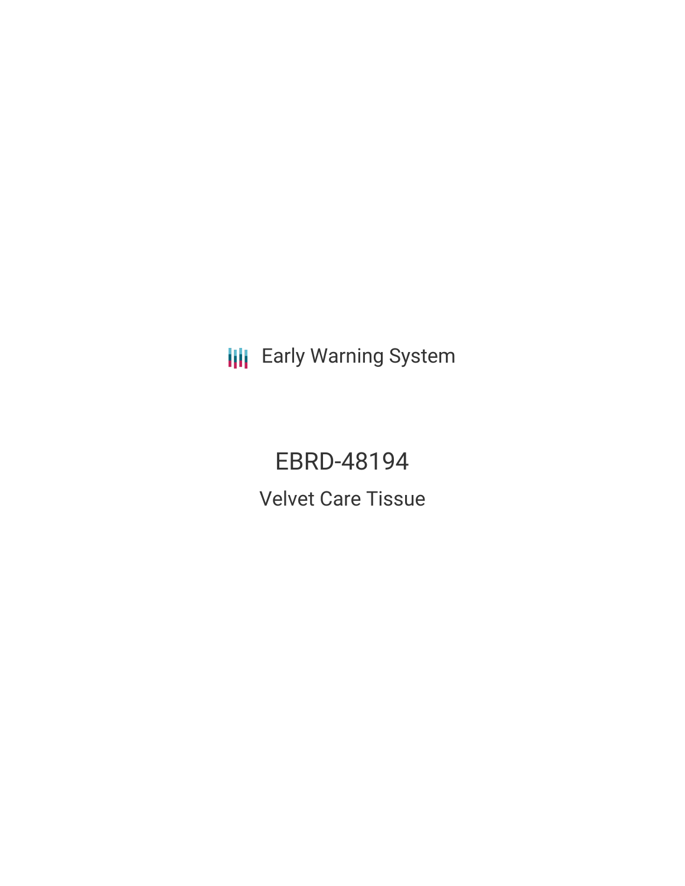Early Warning System

# EBRD-48194

## Velvet Care Tissue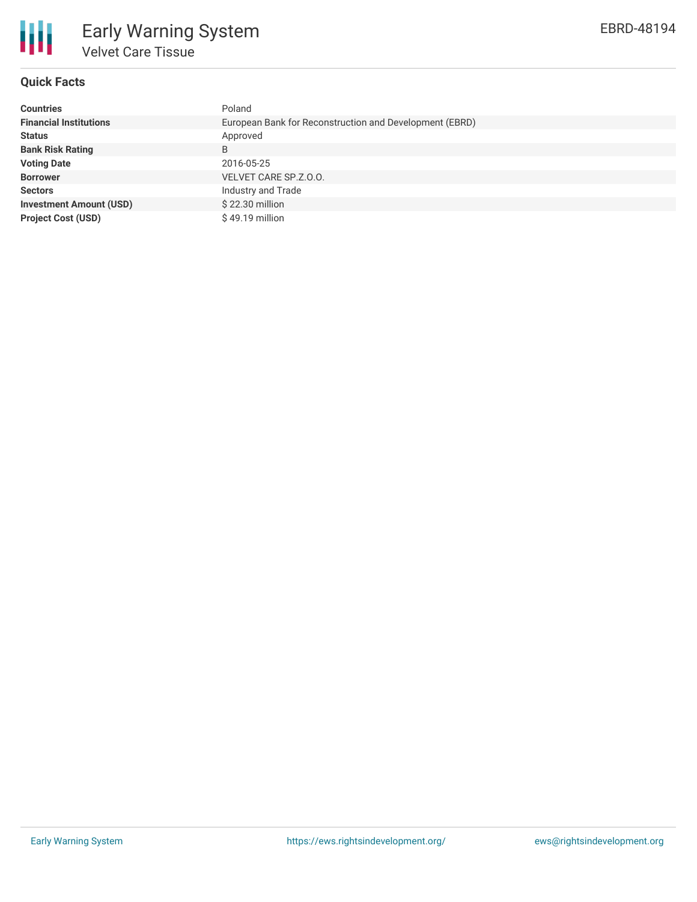# Early Warning System

## Velvet Care Tissue

EBRD-48194

### Quick Facts

| | |
|---|---|
| **Countries** | Poland |
| **Financial Institutions** | European Bank for Reconstruction and Development (EBRD) |
| **Status** | Approved |
| **Bank Risk Rating** | B |
| **Voting Date** | 2016-05-25 |
| **Borrower** | VELVET CARE SP.Z.O.O. |
| **Sectors** | Industry and Trade |
| **Investment Amount (USD)** | $ 22.30 million |
| **Project Cost (USD)** | $ 49.19 million |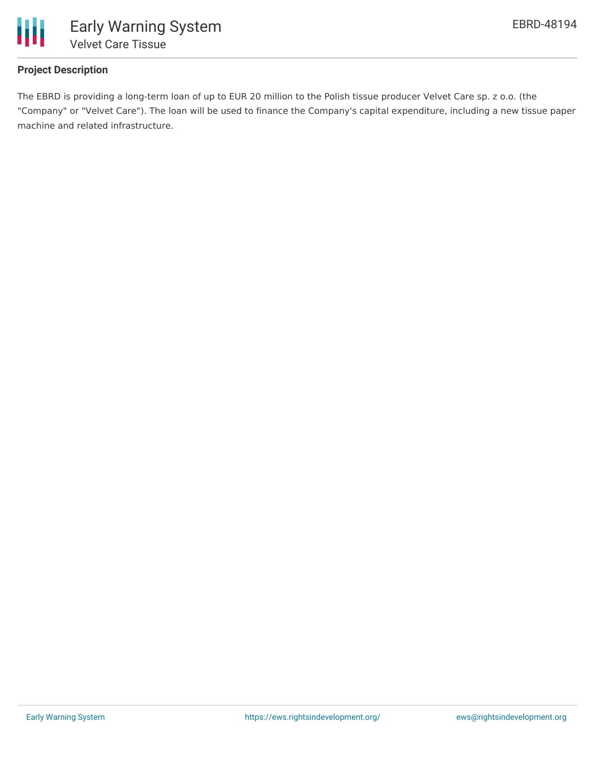## Project Description

The EBRD is providing a long-term loan of up to EUR 20 million to the Polish tissue producer Velvet Care sp. z o.o. (the "Company" or "Velvet Care"). The loan will be used to finance the Company's capital expenditure, including a new tissue paper machine and related infrastructure.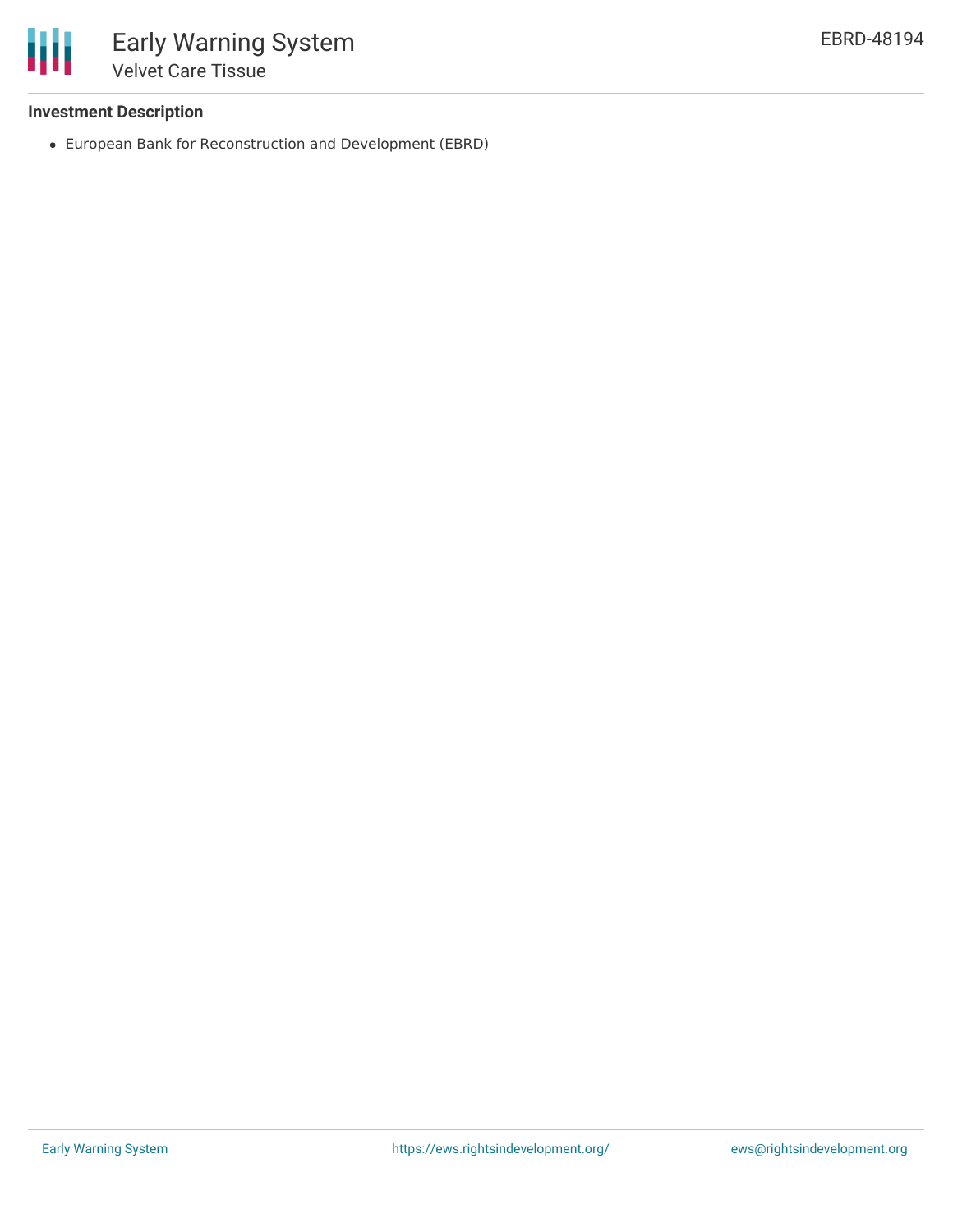### Investment Description

- European Bank for Reconstruction and Development (EBRD)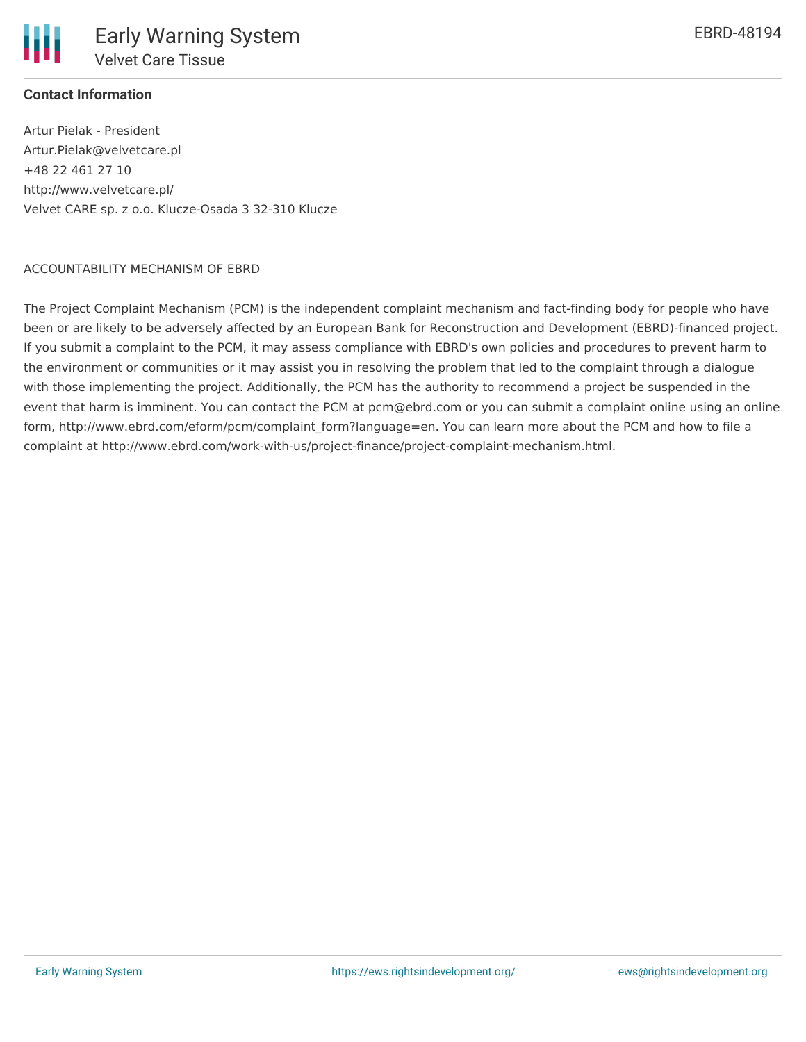**Contact Information**

Artur Pielak - President
Artur.Pielak@velvetcare.pl
+48 22 461 27 10
http://www.velvetcare.pl/
Velvet CARE sp. z o.o. Klucze-Osada 3 32-310 Klucze

ACCOUNTABILITY MECHANISM OF EBRD

The Project Complaint Mechanism (PCM) is the independent complaint mechanism and fact-finding body for people who have been or are likely to be adversely affected by an European Bank for Reconstruction and Development (EBRD)-financed project. If you submit a complaint to the PCM, it may assess compliance with EBRD's own policies and procedures to prevent harm to the environment or communities or it may assist you in resolving the problem that led to the complaint through a dialogue with those implementing the project. Additionally, the PCM has the authority to recommend a project be suspended in the event that harm is imminent. You can contact the PCM at pcm@ebrd.com or you can submit a complaint online using an online form, http://www.ebrd.com/eform/pcm/complaint_form?language=en. You can learn more about the PCM and how to file a complaint at http://www.ebrd.com/work-with-us/project-finance/project-complaint-mechanism.html.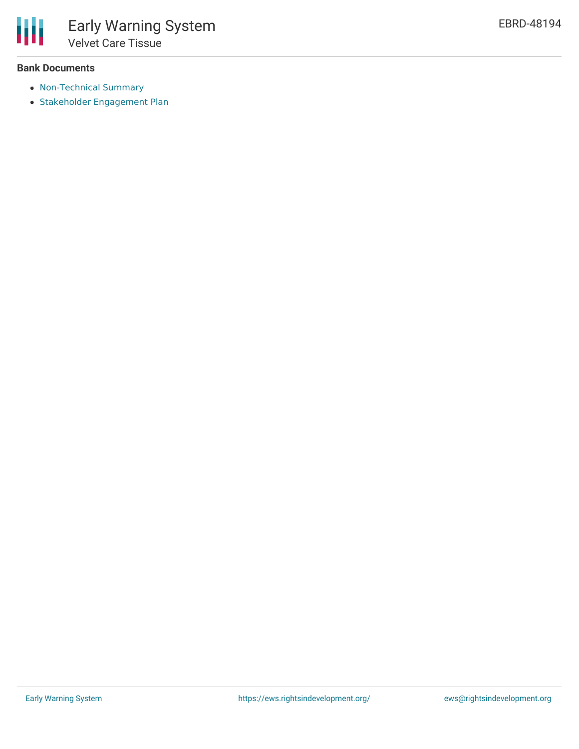**Bank Documents**

- Non-Technical Summary
- Stakeholder Engagement Plan